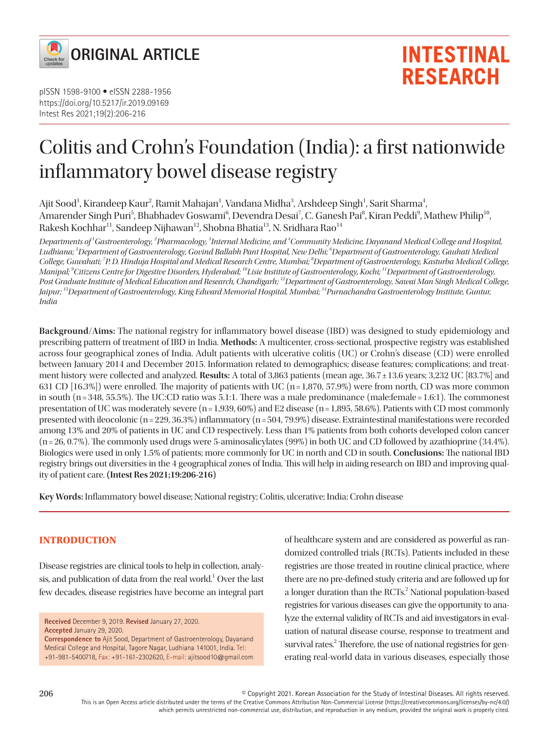ORIGINAL ARTICLE

# Colitis and Crohn's Foundation (India): a first nationwide inflammatory bowel disease registry

Ajit Sood[1], Kirandeep Kaur[2], Ramit Mahajan[1], Vandana Midha[3], Arshdeep Singh[1], Sarit Sharma[4], Amarender Singh Puri[5], Bhabhadev Goswami[6], Devendra Desai[7], C. Ganesh Pai[8], Kiran Peddi[9], Mathew Philip[10], Rakesh Kochhar[11], Sandeep Nijhawan[12], Shobna Bhatia[13], N. Sridhara Rao[14]

*Departments of [1]Gastroenterology, [2]Pharmacology, [3]Internal Medicine, and [4]Community Medicine, Dayanand Medical College and Hospital, Ludhiana; [5]Department of Gastroenterology, Govind Ballabh Pant Hospital, New Delhi; [6]Department of Gastroenterology, Gauhati Medical College, Guwahati; [7]P. D. Hinduja Hospital and Medical Research Centre, Mumbai; [8]Department of Gastroenterology, Kasturba Medical College, Manipal; [9]Citizens Centre for Digestive Disorders, Hyderabad; [10]Lisie Institute of Gastroenterology, Kochi; [11]Department of Gastroenterology, Post Graduate Institute of Medical Education and Research, Chandigarh; [12]Department of Gastroenterology, Sawai Man Singh Medical College, Jaipur; [13]Department of Gastroenterology, King Edward Memorial Hospital, Mumbai; [14]Purnachandra Gastroenterology Institute, Guntur, India*

**Background/Aims:** The national registry for inflammatory bowel disease (IBD) was designed to study epidemiology and prescribing pattern of treatment of IBD in India. **Methods:** A multicenter, cross-sectional, prospective registry was established across four geographical zones of India. Adult patients with ulcerative colitis (UC) or Crohn's disease (CD) were enrolled between January 2014 and December 2015. Information related to demographics; disease features; complications; and treatment history were collected and analyzed. **Results:** A total of 3,863 patients (mean age, 36.7 ± 13.6 years; 3,232 UC [83.7%] and 631 CD [16.3%]) were enrolled. The majority of patients with UC (n = 1,870, 57.9%) were from north, CD was more common in south (n = 348, 55.5%). The UC:CD ratio was 5.1:1. There was a male predominance (male:female = 1.6:1). The commonest presentation of UC was moderately severe (n = 1,939, 60%) and E2 disease (n = 1,895, 58.6%). Patients with CD most commonly presented with ileocolonic (n = 229, 36.3%) inflammatory (n = 504, 79.9%) disease. Extraintestinal manifestations were recorded among 13% and 20% of patients in UC and CD respectively. Less than 1% patients from both cohorts developed colon cancer (n = 26, 0.7%). The commonly used drugs were 5-aminosalicylates (99%) in both UC and CD followed by azathioprine (34.4%). Biologics were used in only 1.5% of patients; more commonly for UC in north and CD in south. **Conclusions:** The national IBD registry brings out diversities in the 4 geographical zones of India. This will help in aiding research on IBD and improving quality of patient care. **(Intest Res 2021;19:206-216)**

**Key Words:** Inflammatory bowel disease; National registry; Colitis, ulcerative; India; Crohn disease

## INTRODUCTION

Disease registries are clinical tools to help in collection, analysis, and publication of data from the real world.[1] Over the last few decades, disease registries have become an integral part of healthcare system and are considered as powerful as randomized controlled trials (RCTs). Patients included in these registries are those treated in routine clinical practice, where there are no pre-defined study criteria and are followed up for a longer duration than the RCTs.[2] National population-based registries for various diseases can give the opportunity to analyze the external validity of RCTs and aid investigators in evaluation of natural disease course, response to treatment and survival rates.[2] Therefore, the use of national registries for generating real-world data in various diseases, especially those

**Received** December 9, 2019. **Revised** January 27, 2020.
**Accepted** January 29, 2020.
**Correspondence to** Ajit Sood, Department of Gastroenterology, Dayanand Medical College and Hospital, Tagore Nagar, Ludhiana 141001, India. Tel: +91-981-5400718, Fax: +91-161-2302620, E-mail: ajitsood10@gmail.com

© Copyright 2021. Korean Association for the Study of Intestinal Diseases. All rights reserved.
This is an Open Access article distributed under the terms of the Creative Commons Attribution Non-Commercial License (https://creativecommons.org/licenses/by-nc/4.0/) which permits unrestricted non-commercial use, distribution, and reproduction in any medium, provided the original work is properly cited.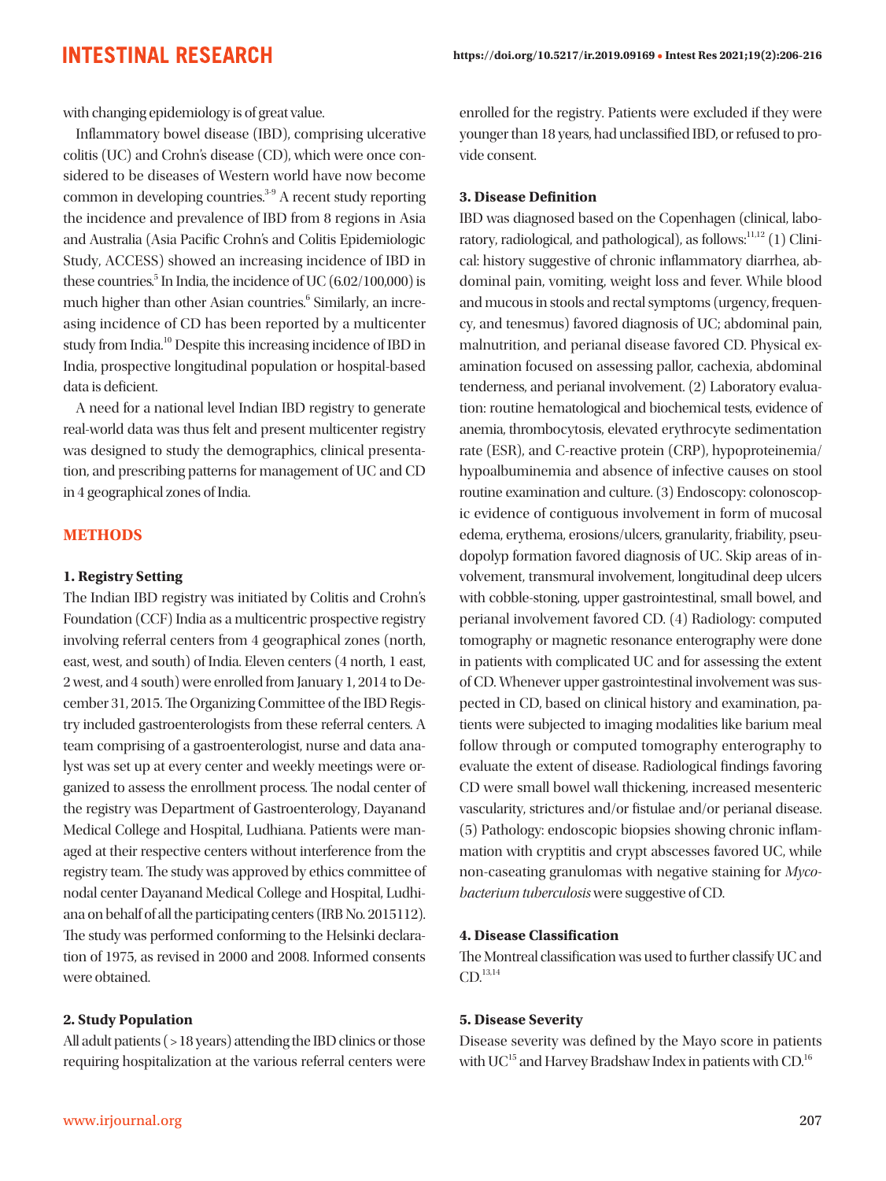with changing epidemiology is of great value.

Inflammatory bowel disease (IBD), comprising ulcerative colitis (UC) and Crohn's disease (CD), which were once considered to be diseases of Western world have now become common in developing countries.[3-9] A recent study reporting the incidence and prevalence of IBD from 8 regions in Asia and Australia (Asia Pacific Crohn's and Colitis Epidemiologic Study, ACCESS) showed an increasing incidence of IBD in these countries.[5] In India, the incidence of UC (6.02/100,000) is much higher than other Asian countries.[6] Similarly, an increasing incidence of CD has been reported by a multicenter study from India.[10] Despite this increasing incidence of IBD in India, prospective longitudinal population or hospital-based data is deficient.

A need for a national level Indian IBD registry to generate real-world data was thus felt and present multicenter registry was designed to study the demographics, clinical presentation, and prescribing patterns for management of UC and CD in 4 geographical zones of India.

## METHODS

### 1. Registry Setting

The Indian IBD registry was initiated by Colitis and Crohn's Foundation (CCF) India as a multicentric prospective registry involving referral centers from 4 geographical zones (north, east, west, and south) of India. Eleven centers (4 north, 1 east, 2 west, and 4 south) were enrolled from January 1, 2014 to December 31, 2015. The Organizing Committee of the IBD Registry included gastroenterologists from these referral centers. A team comprising of a gastroenterologist, nurse and data analyst was set up at every center and weekly meetings were organized to assess the enrollment process. The nodal center of the registry was Department of Gastroenterology, Dayanand Medical College and Hospital, Ludhiana. Patients were managed at their respective centers without interference from the registry team. The study was approved by ethics committee of nodal center Dayanand Medical College and Hospital, Ludhiana on behalf of all the participating centers (IRB No. 2015112). The study was performed conforming to the Helsinki declaration of 1975, as revised in 2000 and 2008. Informed consents were obtained.

### 2. Study Population

All adult patients (>18 years) attending the IBD clinics or those requiring hospitalization at the various referral centers were enrolled for the registry. Patients were excluded if they were younger than 18 years, had unclassified IBD, or refused to provide consent.

### 3. Disease Definition

IBD was diagnosed based on the Copenhagen (clinical, laboratory, radiological, and pathological), as follows:[11,12] (1) Clinical: history suggestive of chronic inflammatory diarrhea, abdominal pain, vomiting, weight loss and fever. While blood and mucous in stools and rectal symptoms (urgency, frequency, and tenesmus) favored diagnosis of UC; abdominal pain, malnutrition, and perianal disease favored CD. Physical examination focused on assessing pallor, cachexia, abdominal tenderness, and perianal involvement. (2) Laboratory evaluation: routine hematological and biochemical tests, evidence of anemia, thrombocytosis, elevated erythrocyte sedimentation rate (ESR), and C-reactive protein (CRP), hypoproteinemia/hypoalbuminemia and absence of infective causes on stool routine examination and culture. (3) Endoscopy: colonoscopic evidence of contiguous involvement in form of mucosal edema, erythema, erosions/ulcers, granularity, friability, pseudopolyp formation favored diagnosis of UC. Skip areas of involvement, transmural involvement, longitudinal deep ulcers with cobble-stoning, upper gastrointestinal, small bowel, and perianal involvement favored CD. (4) Radiology: computed tomography or magnetic resonance enterography were done in patients with complicated UC and for assessing the extent of CD. Whenever upper gastrointestinal involvement was suspected in CD, based on clinical history and examination, patients were subjected to imaging modalities like barium meal follow through or computed tomography enterography to evaluate the extent of disease. Radiological findings favoring CD were small bowel wall thickening, increased mesenteric vascularity, strictures and/or fistulae and/or perianal disease. (5) Pathology: endoscopic biopsies showing chronic inflammation with cryptitis and crypt abscesses favored UC, while non-caseating granulomas with negative staining for *Mycobacterium tuberculosis* were suggestive of CD.

### 4. Disease Classification

The Montreal classification was used to further classify UC and CD.[13,14]

### 5. Disease Severity

Disease severity was defined by the Mayo score in patients with UC[15] and Harvey Bradshaw Index in patients with CD.[16]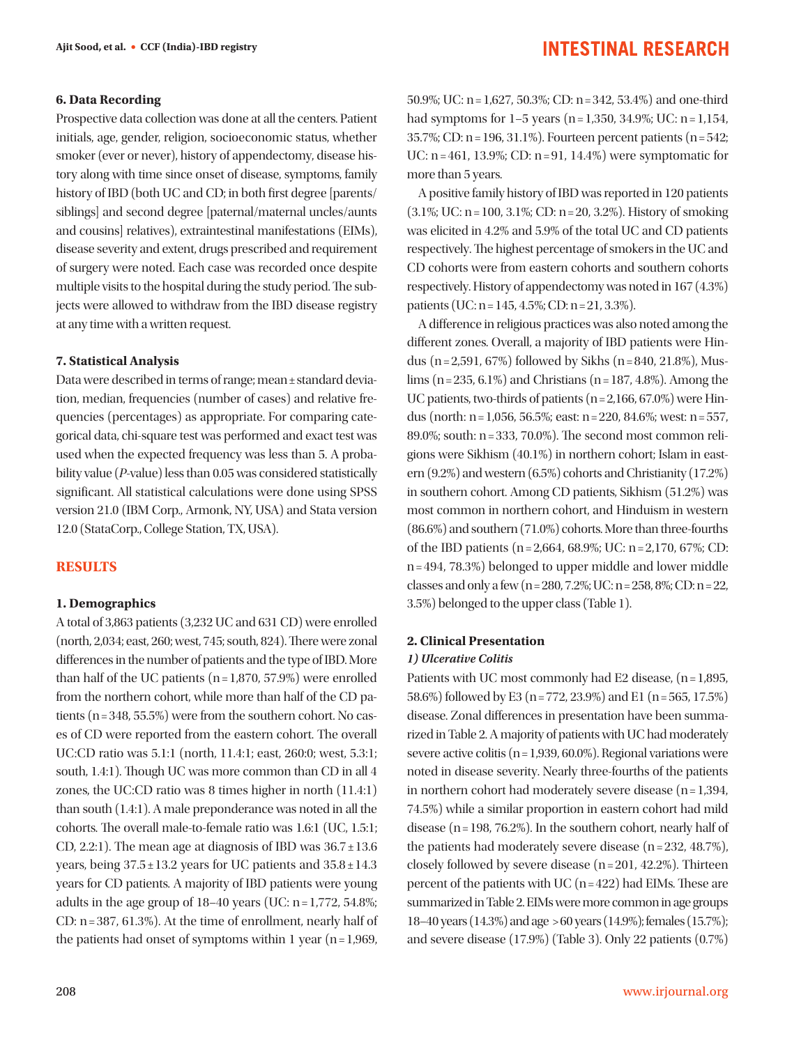### 6. Data Recording

Prospective data collection was done at all the centers. Patient initials, age, gender, religion, socioeconomic status, whether smoker (ever or never), history of appendectomy, disease history along with time since onset of disease, symptoms, family history of IBD (both UC and CD; in both first degree [parents/siblings] and second degree [paternal/maternal uncles/aunts and cousins] relatives), extraintestinal manifestations (EIMs), disease severity and extent, drugs prescribed and requirement of surgery were noted. Each case was recorded once despite multiple visits to the hospital during the study period. The subjects were allowed to withdraw from the IBD disease registry at any time with a written request.

### 7. Statistical Analysis

Data were described in terms of range; mean ± standard deviation, median, frequencies (number of cases) and relative frequencies (percentages) as appropriate. For comparing categorical data, chi-square test was performed and exact test was used when the expected frequency was less than 5. A probability value (*P*-value) less than 0.05 was considered statistically significant. All statistical calculations were done using SPSS version 21.0 (IBM Corp., Armonk, NY, USA) and Stata version 12.0 (StataCorp., College Station, TX, USA).

## RESULTS

### 1. Demographics

A total of 3,863 patients (3,232 UC and 631 CD) were enrolled (north, 2,034; east, 260; west, 745; south, 824). There were zonal differences in the number of patients and the type of IBD. More than half of the UC patients (n = 1,870, 57.9%) were enrolled from the northern cohort, while more than half of the CD patients (n = 348, 55.5%) were from the southern cohort. No cases of CD were reported from the eastern cohort. The overall UC:CD ratio was 5.1:1 (north, 11.4:1; east, 260:0; west, 5.3:1; south, 1.4:1). Though UC was more common than CD in all 4 zones, the UC:CD ratio was 8 times higher in north (11.4:1) than south (1.4:1). A male preponderance was noted in all the cohorts. The overall male-to-female ratio was 1.6:1 (UC, 1.5:1; CD, 2.2:1). The mean age at diagnosis of IBD was 36.7 ± 13.6 years, being 37.5 ± 13.2 years for UC patients and 35.8 ± 14.3 years for CD patients. A majority of IBD patients were young adults in the age group of 18–40 years (UC: n = 1,772, 54.8%; CD: n = 387, 61.3%). At the time of enrollment, nearly half of the patients had onset of symptoms within 1 year (n = 1,969, 50.9%; UC: n = 1,627, 50.3%; CD: n = 342, 53.4%) and one-third had symptoms for 1–5 years (n = 1,350, 34.9%; UC: n = 1,154, 35.7%; CD: n = 196, 31.1%). Fourteen percent patients (n = 542; UC: n = 461, 13.9%; CD: n = 91, 14.4%) were symptomatic for more than 5 years.

A positive family history of IBD was reported in 120 patients (3.1%; UC: n = 100, 3.1%; CD: n = 20, 3.2%). History of smoking was elicited in 4.2% and 5.9% of the total UC and CD patients respectively. The highest percentage of smokers in the UC and CD cohorts were from eastern cohorts and southern cohorts respectively. History of appendectomy was noted in 167 (4.3%) patients (UC: n = 145, 4.5%; CD: n = 21, 3.3%).

A difference in religious practices was also noted among the different zones. Overall, a majority of IBD patients were Hindus (n = 2,591, 67%) followed by Sikhs (n = 840, 21.8%), Muslims (n = 235, 6.1%) and Christians (n = 187, 4.8%). Among the UC patients, two-thirds of patients (n = 2,166, 67.0%) were Hindus (north: n = 1,056, 56.5%; east: n = 220, 84.6%; west: n = 557, 89.0%; south: n = 333, 70.0%). The second most common religions were Sikhism (40.1%) in northern cohort; Islam in eastern (9.2%) and western (6.5%) cohorts and Christianity (17.2%) in southern cohort. Among CD patients, Sikhism (51.2%) was most common in northern cohort, and Hinduism in western (86.6%) and southern (71.0%) cohorts. More than three-fourths of the IBD patients (n = 2,664, 68.9%; UC: n = 2,170, 67%; CD: n = 494, 78.3%) belonged to upper middle and lower middle classes and only a few (n = 280, 7.2%; UC: n = 258, 8%; CD: n = 22, 3.5%) belonged to the upper class (Table 1).

### 2. Clinical Presentation

#### *1) Ulcerative Colitis*

Patients with UC most commonly had E2 disease, (n = 1,895, 58.6%) followed by E3 (n = 772, 23.9%) and E1 (n = 565, 17.5%) disease. Zonal differences in presentation have been summarized in Table 2. A majority of patients with UC had moderately severe active colitis (n = 1,939, 60.0%). Regional variations were noted in disease severity. Nearly three-fourths of the patients in northern cohort had moderately severe disease (n = 1,394, 74.5%) while a similar proportion in eastern cohort had mild disease (n = 198, 76.2%). In the southern cohort, nearly half of the patients had moderately severe disease (n = 232, 48.7%), closely followed by severe disease (n = 201, 42.2%). Thirteen percent of the patients with UC (n = 422) had EIMs. These are summarized in Table 2. EIMs were more common in age groups 18–40 years (14.3%) and age > 60 years (14.9%); females (15.7%); and severe disease (17.9%) (Table 3). Only 22 patients (0.7%)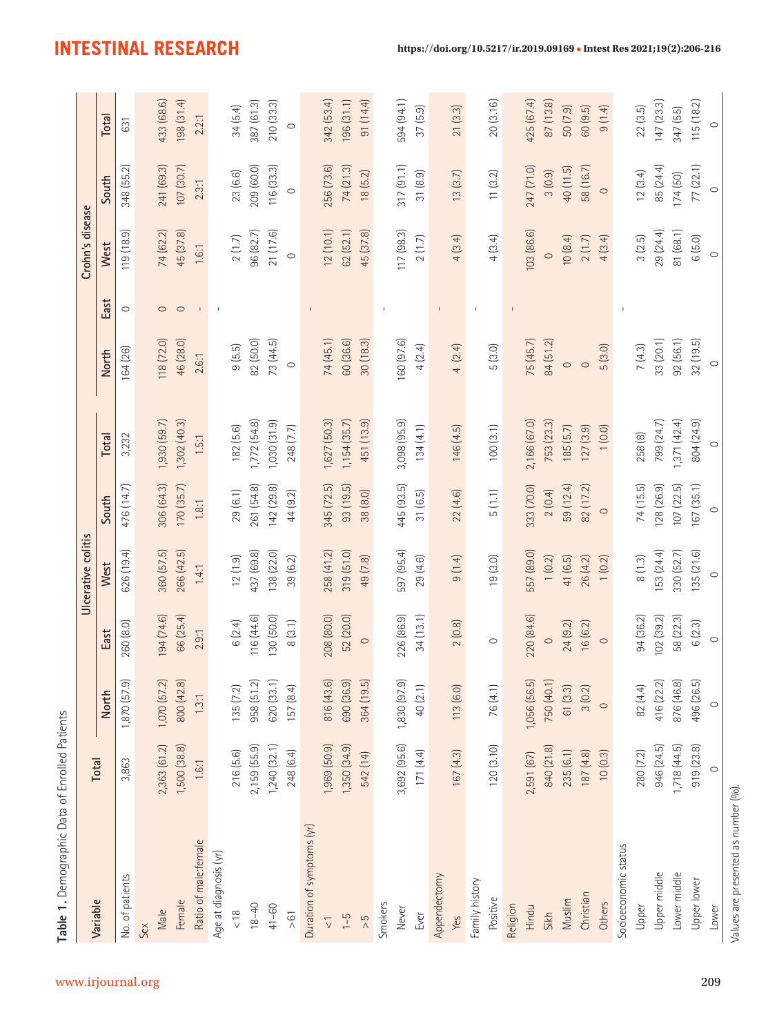**Table 1.** Demographic Data of Enrolled Patients

| Variable | Total | Ulcerative colitis | | | | | Crohn's disease | | | | |
|---|---|---|---|---|---|---|---|---|---|---|---|
| | | North | East | West | South | Total | North | East | West | South | Total |
| No. of patients | 3,863 | 1,870 (57.9) | 260 (8.0) | 626 (19.4) | 476 (14.7) | 3,232 | 164 (26) | 0 | 119 (18.9) | 348 (55.2) | 631 |
| Sex | | | | | | | | | | | |
| Male | 2,363 (61.2) | 1,070 (57.2) | 194 (74.6) | 360 (57.5) | 306 (64.3) | 1,930 (59.7) | 118 (72.0) | 0 | 74 (62.2) | 241 (69.3) | 433 (68.6) |
| Female | 1,500 (38.8) | 800 (42.8) | 66 (25.4) | 266 (42.5) | 170 (35.7) | 1,302 (40.3) | 46 (28.0) | 0 | 45 (37.8) | 107 (30.7) | 198 (31.4) |
| Ratio of male:female | 1.6:1 | 1.3:1 | 2.9:1 | 1.4:1 | 1.8:1 | 1.5:1 | 2.6:1 | - | 1.6:1 | 2.3:1 | 2.2:1 |
| Age at diagnosis (yr) | | | | | | | | - | | | |
| < 18 | 216 (5.6) | 135 (7.2) | 6 (2.4) | 12 (1.9) | 29 (6.1) | 182 (5.6) | 9 (5.5) | | 2 (1.7) | 23 (6.6) | 34 (5.4) |
| 18–40 | 2,159 (55.9) | 958 (51.2) | 116 (44.6) | 437 (69.8) | 261 (54.8) | 1,772 (54.8) | 82 (50.0) | | 96 (82.7) | 209 (60.0) | 387 (61.3) |
| 41–60 | 1,240 (32.1) | 620 (33.1) | 130 (50.0) | 138 (22.0) | 142 (29.8) | 1,030 (31.9) | 73 (44.5) | | 21 (17.6) | 116 (33.3) | 210 (33.3) |
| > 61 | 248 (6.4) | 157 (8.4) | 8 (3.1) | 39 (6.2) | 44 (9.2) | 248 (7.7) | 0 | | 0 | 0 | 0 |
| Duration of symptoms (yr) | | | | | | | | - | | | |
| < 1 | 1,969 (50.9) | 816 (43.6) | 208 (80.0) | 258 (41.2) | 345 (72.5) | 1,627 (50.3) | 74 (45.1) | | 12 (10.1) | 256 (73.6) | 342 (53.4) |
| 1–5 | 1,350 (34.9) | 690 (36.9) | 52 (20.0) | 319 (51.0) | 93 (19.5) | 1,154 (35.7) | 60 (36.6) | | 62 (52.1) | 74 (21.3) | 196 (31.1) |
| > 5 | 542 (14) | 364 (19.5) | 0 | 49 (7.8) | 38 (8.0) | 451 (13.9) | 30 (18.3) | | 45 (37.8) | 18 (5.2) | 91 (14.4) |
| Smokers | | | | | | | | - | | | |
| Never | 3,692 (95.6) | 1,830 (97.9) | 226 (86.9) | 597 (95.4) | 445 (93.5) | 3,098 (95.9) | 160 (97.6) | | 117 (98.3) | 317 (91.1) | 594 (94.1) |
| Ever | 171 (4.4) | 40 (2.1) | 34 (13.1) | 29 (4.6) | 31 (6.5) | 134 (4.1) | 4 (2.4) | | 2 (1.7) | 31 (8.9) | 37 (5.9) |
| Appendectomy | | | | | | | | - | | | |
| Yes | 167 (4.3) | 113 (6.0) | 2 (0.8) | 9 (1.4) | 22 (4.6) | 146 (4.5) | 4 (2.4) | | 4 (3.4) | 13 (3.7) | 21 (3.3) |
| Family history | | | | | | | | - | | | |
| Positive | 120 (3.10) | 76 (4.1) | 0 | 19 (3.0) | 5 (1.1) | 100 (3.1) | 5 (3.0) | | 4 (3.4) | 11 (3.2) | 20 (3.16) |
| Religion | | | | | | | | - | | | |
| Hindu | 2,591 (67) | 1,056 (56.5) | 220 (84.6) | 557 (89.0) | 333 (70.0) | 2,166 (67.0) | 75 (45.7) | | 103 (86.6) | 247 (71.0) | 425 (67.4) |
| Sikh | 840 (21.8) | 750 (40.1) | 0 | 1 (0.2) | 2 (0.4) | 753 (23.3) | 84 (51.2) | | 0 | 3 (0.9) | 87 (13.8) |
| Muslim | 235 (6.1) | 61 (3.3) | 24 (9.2) | 41 (6.5) | 59 (12.4) | 185 (5.7) | 0 | | 10 (8.4) | 40 (11.5) | 50 (7.9) |
| Christian | 187 (4.8) | 3 (0.2) | 16 (6.2) | 26 (4.2) | 82 (17.2) | 127 (3.9) | 0 | | 2 (1.7) | 58 (16.7) | 60 (9.5) |
| Others | 10 (0.3) | 0 | 0 | 1 (0.2) | 0 | 1 (0.0) | 5 (3.0) | | 4 (3.4) | 0 | 9 (1.4) |
| Socioeconomic status | | | | | | | | - | | | |
| Upper | 280 (7.2) | 82 (4.4) | 94 (36.2) | 8 (1.3) | 74 (15.5) | 258 (8) | 7 (4.3) | | 3 (2.5) | 12 (3.4) | 22 (3.5) |
| Upper middle | 946 (24.5) | 416 (22.2) | 102 (39.2) | 153 (24.4) | 128 (26.9) | 799 (24.7) | 33 (20.1) | | 29 (24.4) | 85 (24.4) | 147 (23.3) |
| Lower middle | 1,718 (44.5) | 876 (46.8) | 58 (22.3) | 330 (52.7) | 107 (22.5) | 1,371 (42.4) | 92 (56.1) | | 81 (68.1) | 174 (50) | 347 (55) |
| Upper lower | 919 (23.8) | 496 (26.5) | 6 (2.3) | 135 (21.6) | 167 (35.1) | 804 (24.9) | 32 (19.5) | | 6 (5.0) | 77 (22.1) | 115 (18.2) |
| Lower | 0 | 0 | 0 | 0 | 0 | 0 | 0 | | 0 | 0 | 0 |

Values are presented as number (%).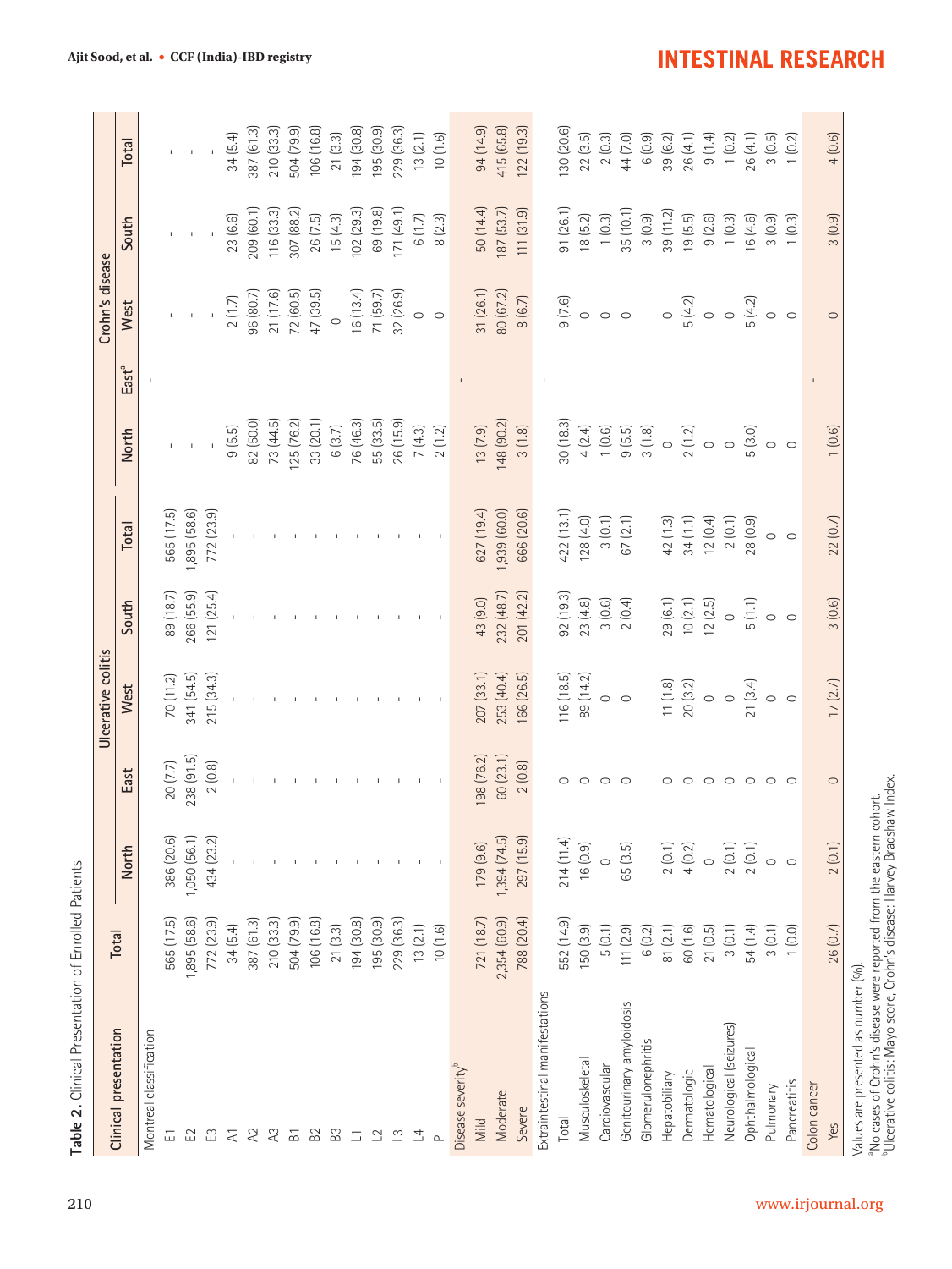**Table 2.** Clinical Presentation of Enrolled Patients

| Clinical presentation | Total | Ulcerative colitis | | | | | Crohn's disease | | | | |
|---|---|---|---|---|---|---|---|---|---|---|---|
| | | North | East | West | South | Total | North | East[a] | West | South | Total |
| Montreal classification | | | | | | | | - | | | |
| E1 | 565 (17.5) | 386 (20.6) | 20 (7.7) | 70 (11.2) | 89 (18.7) | 565 (17.5) | - | | - | - | - |
| E2 | 1,895 (58.6) | 1,050 (56.1) | 238 (91.5) | 341 (54.5) | 266 (55.9) | 1,895 (58.6) | - | | - | - | - |
| E3 | 772 (23.9) | 434 (23.2) | 2 (0.8) | 215 (34.3) | 121 (25.4) | 772 (23.9) | - | | - | - | - |
| A1 | 34 (5.4) | - | - | - | - | - | 9 (5.5) | | 2 (1.7) | 23 (6.6) | 34 (5.4) |
| A2 | 387 (61.3) | - | - | - | - | - | 82 (50.0) | | 96 (80.7) | 209 (60.1) | 387 (61.3) |
| A3 | 210 (33.3) | - | - | - | - | - | 73 (44.5) | | 21 (17.6) | 116 (33.3) | 210 (33.3) |
| B1 | 504 (79.9) | - | - | - | - | - | 125 (76.2) | | 72 (60.5) | 307 (88.2) | 504 (79.9) |
| B2 | 106 (16.8) | - | - | - | - | - | 33 (20.1) | | 47 (39.5) | 26 (7.5) | 106 (16.8) |
| B3 | 21 (3.3) | - | - | - | - | - | 6 (3.7) | | 0 | 15 (4.3) | 21 (3.3) |
| L1 | 194 (30.8) | - | - | - | - | - | 76 (46.3) | | 16 (13.4) | 102 (29.3) | 194 (30.8) |
| L2 | 195 (30.9) | - | - | - | - | - | 55 (33.5) | | 71 (59.7) | 69 (19.8) | 195 (30.9) |
| L3 | 229 (36.3) | - | - | - | - | - | 26 (15.9) | | 32 (26.9) | 171 (49.1) | 229 (36.3) |
| L4 | 13 (2.1) | - | - | - | - | - | 7 (4.3) | | 0 | 6 (1.7) | 13 (2.1) |
| P | 10 (1.6) | - | - | - | - | - | 2 (1.2) | | 0 | 8 (2.3) | 10 (1.6) |
| Disease severity[b] | | | | | | | | - | | | |
| Mild | 721 (18.7) | 179 (9.6) | 198 (76.2) | 207 (33.1) | 43 (9.0) | 627 (19.4) | 13 (7.9) | | 31 (26.1) | 50 (14.4) | 94 (14.9) |
| Moderate | 2,354 (60.9) | 1,394 (74.5) | 60 (23.1) | 253 (40.4) | 232 (48.7) | 1,939 (60.0) | 148 (90.2) | | 80 (67.2) | 187 (53.7) | 415 (65.8) |
| Severe | 788 (20.4) | 297 (15.9) | 2 (0.8) | 166 (26.5) | 201 (42.2) | 666 (20.6) | 3 (1.8) | | 8 (6.7) | 111 (31.9) | 122 (19.3) |
| Extraintestinal manifestations | | | | | | | | - | | | |
| Total | 552 (14.9) | 214 (11.4) | 0 | 116 (18.5) | 92 (19.3) | 422 (13.1) | 30 (18.3) | | 9 (7.6) | 91 (26.1) | 130 (20.6) |
| Musculoskeletal | 150 (3.9) | 16 (0.9) | 0 | 89 (14.2) | 23 (4.8) | 128 (4.0) | 4 (2.4) | | 0 | 18 (5.2) | 22 (3.5) |
| Cardiovascular | 5 (0.1) | 0 | 0 | 0 | 3 (0.6) | 3 (0.1) | 1 (0.6) | | 0 | 1 (0.3) | 2 (0.3) |
| Genitourinary amyloidosis | 111 (2.9) | 65 (3.5) | 0 | 0 | 2 (0.4) | 67 (2.1) | 9 (5.5) | | 0 | 35 (10.1) | 44 (7.0) |
| Glomerulonephritis | 6 (0.2) | | | | | | 3 (1.8) | | | 3 (0.9) | 6 (0.9) |
| Hepatobiliary | 81 (2.1) | 2 (0.1) | 0 | 11 (1.8) | 29 (6.1) | 42 (1.3) | 0 | | 0 | 39 (11.2) | 39 (6.2) |
| Dermatologic | 60 (1.6) | 4 (0.2) | 0 | 20 (3.2) | 10 (2.1) | 34 (1.1) | 2 (1.2) | | 5 (4.2) | 19 (5.5) | 26 (4.1) |
| Hematological | 21 (0.5) | 0 | 0 | 0 | 12 (2.5) | 12 (0.4) | 0 | | 0 | 9 (2.6) | 9 (1.4) |
| Neurological (seizures) | 3 (0.1) | 2 (0.1) | 0 | 0 | 0 | 2 (0.1) | 0 | | 0 | 1 (0.3) | 1 (0.2) |
| Ophthalmological | 54 (1.4) | 2 (0.1) | 0 | 21 (3.4) | 5 (1.1) | 28 (0.9) | 5 (3.0) | | 5 (4.2) | 16 (4.6) | 26 (4.1) |
| Pulmonary | 3 (0.1) | 0 | 0 | 0 | 0 | 0 | 0 | | 0 | 3 (0.9) | 3 (0.5) |
| Pancreatitis | 1 (0.0) | 0 | 0 | 0 | 0 | 0 | 0 | | 0 | 1 (0.3) | 1 (0.2) |
| Colon cancer | | | | | | | | - | | | |
| Yes | 26 (0.7) | 2 (0.1) | 0 | 17 (2.7) | 3 (0.6) | 22 (0.7) | 1 (0.6) | | 0 | 3 (0.9) | 4 (0.6) |

Values are presented as number (%).

[a]No cases of Crohn's disease were reported from the eastern cohort.

[b]Ulcerative colitis: Mayo score, Crohn's disease: Harvey Bradshaw Index.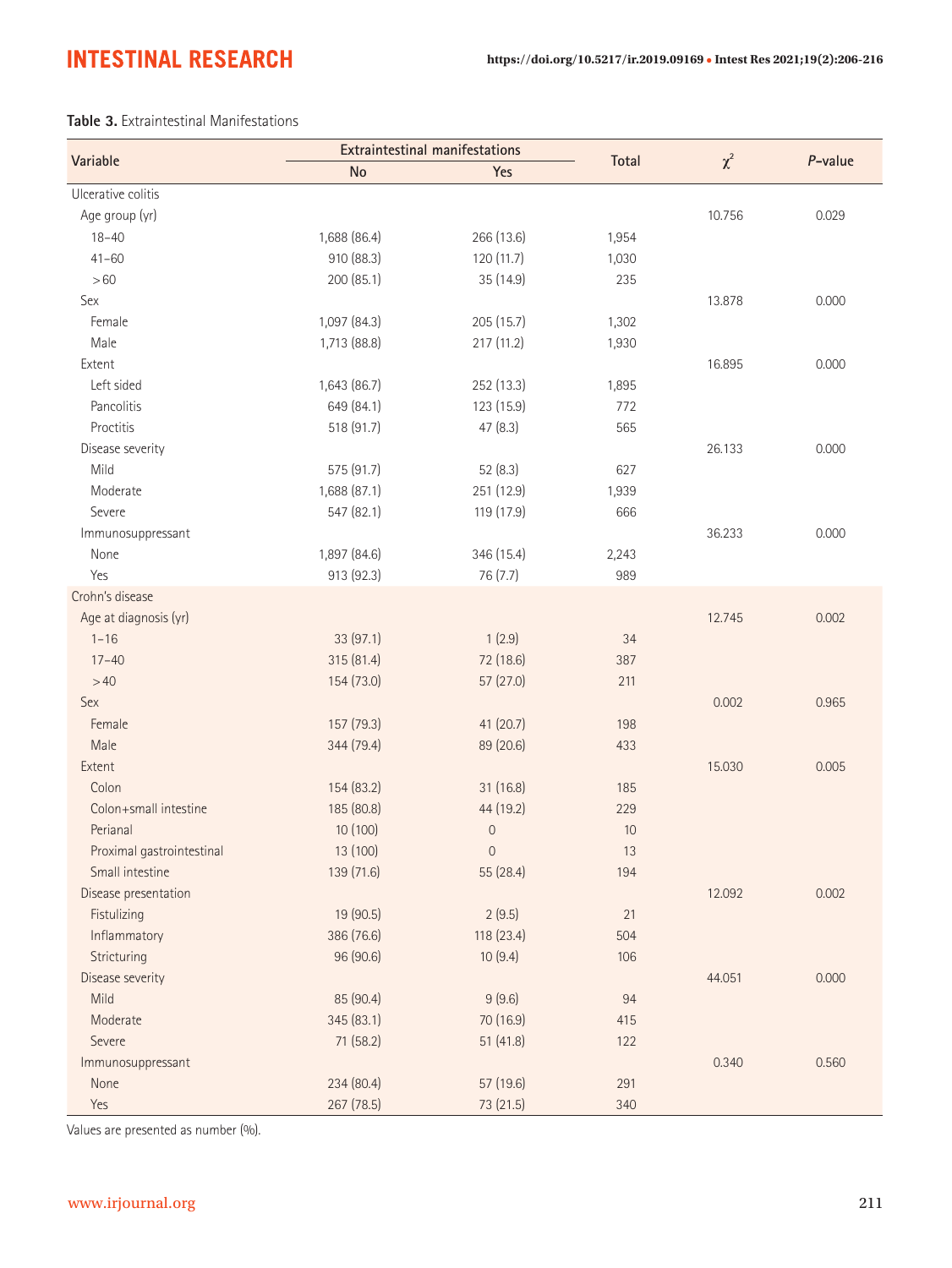**Table 3.** Extraintestinal Manifestations

| Variable | Extraintestinal manifestations | | Total | $\chi^2$ | *P*-value |
|---|---|---|---|---|---|
| | No | Yes | | | |
| Ulcerative colitis | | | | | |
| Age group (yr) | | | | 10.756 | 0.029 |
| 18–40 | 1,688 (86.4) | 266 (13.6) | 1,954 | | |
| 41–60 | 910 (88.3) | 120 (11.7) | 1,030 | | |
| >60 | 200 (85.1) | 35 (14.9) | 235 | | |
| Sex | | | | 13.878 | 0.000 |
| Female | 1,097 (84.3) | 205 (15.7) | 1,302 | | |
| Male | 1,713 (88.8) | 217 (11.2) | 1,930 | | |
| Extent | | | | 16.895 | 0.000 |
| Left sided | 1,643 (86.7) | 252 (13.3) | 1,895 | | |
| Pancolitis | 649 (84.1) | 123 (15.9) | 772 | | |
| Proctitis | 518 (91.7) | 47 (8.3) | 565 | | |
| Disease severity | | | | 26.133 | 0.000 |
| Mild | 575 (91.7) | 52 (8.3) | 627 | | |
| Moderate | 1,688 (87.1) | 251 (12.9) | 1,939 | | |
| Severe | 547 (82.1) | 119 (17.9) | 666 | | |
| Immunosuppressant | | | | 36.233 | 0.000 |
| None | 1,897 (84.6) | 346 (15.4) | 2,243 | | |
| Yes | 913 (92.3) | 76 (7.7) | 989 | | |
| Crohn's disease | | | | | |
| Age at diagnosis (yr) | | | | 12.745 | 0.002 |
| 1–16 | 33 (97.1) | 1 (2.9) | 34 | | |
| 17–40 | 315 (81.4) | 72 (18.6) | 387 | | |
| >40 | 154 (73.0) | 57 (27.0) | 211 | | |
| Sex | | | | 0.002 | 0.965 |
| Female | 157 (79.3) | 41 (20.7) | 198 | | |
| Male | 344 (79.4) | 89 (20.6) | 433 | | |
| Extent | | | | 15.030 | 0.005 |
| Colon | 154 (83.2) | 31 (16.8) | 185 | | |
| Colon+small intestine | 185 (80.8) | 44 (19.2) | 229 | | |
| Perianal | 10 (100) | 0 | 10 | | |
| Proximal gastrointestinal | 13 (100) | 0 | 13 | | |
| Small intestine | 139 (71.6) | 55 (28.4) | 194 | | |
| Disease presentation | | | | 12.092 | 0.002 |
| Fistulizing | 19 (90.5) | 2 (9.5) | 21 | | |
| Inflammatory | 386 (76.6) | 118 (23.4) | 504 | | |
| Stricturing | 96 (90.6) | 10 (9.4) | 106 | | |
| Disease severity | | | | 44.051 | 0.000 |
| Mild | 85 (90.4) | 9 (9.6) | 94 | | |
| Moderate | 345 (83.1) | 70 (16.9) | 415 | | |
| Severe | 71 (58.2) | 51 (41.8) | 122 | | |
| Immunosuppressant | | | | 0.340 | 0.560 |
| None | 234 (80.4) | 57 (19.6) | 291 | | |
| Yes | 267 (78.5) | 73 (21.5) | 340 | | |

Values are presented as number (%).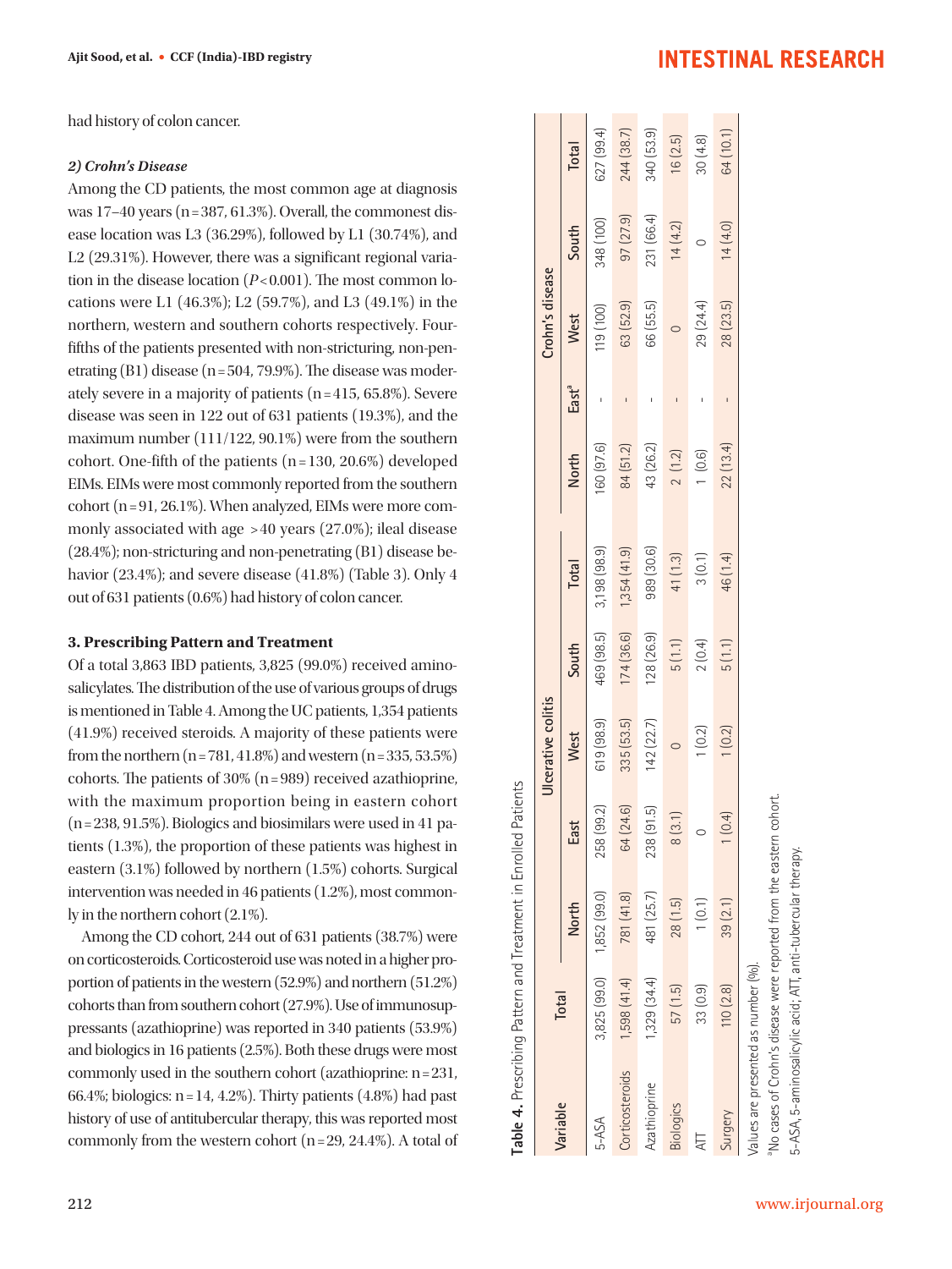had history of colon cancer.

#### *2) Crohn's Disease*

Among the CD patients, the most common age at diagnosis was 17–40 years (n = 387, 61.3%). Overall, the commonest disease location was L3 (36.29%), followed by L1 (30.74%), and L2 (29.31%). However, there was a significant regional variation in the disease location ($P < 0.001$). The most common locations were L1 (46.3%); L2 (59.7%), and L3 (49.1%) in the northern, western and southern cohorts respectively. Four-fifths of the patients presented with non-stricturing, non-penetrating (B1) disease (n = 504, 79.9%). The disease was moderately severe in a majority of patients (n = 415, 65.8%). Severe disease was seen in 122 out of 631 patients (19.3%), and the maximum number (111/122, 90.1%) were from the southern cohort. One-fifth of the patients (n = 130, 20.6%) developed EIMs. EIMs were most commonly reported from the southern cohort (n = 91, 26.1%). When analyzed, EIMs were more commonly associated with age > 40 years (27.0%); ileal disease (28.4%); non-stricturing and non-penetrating (B1) disease behavior (23.4%); and severe disease (41.8%) (Table 3). Only 4 out of 631 patients (0.6%) had history of colon cancer.

### 3. Prescribing Pattern and Treatment

Of a total 3,863 IBD patients, 3,825 (99.0%) received aminosalicylates. The distribution of the use of various groups of drugs is mentioned in Table 4. Among the UC patients, 1,354 patients (41.9%) received steroids. A majority of these patients were from the northern (n = 781, 41.8%) and western (n = 335, 53.5%) cohorts. The patients of 30% (n = 989) received azathioprine, with the maximum proportion being in eastern cohort (n = 238, 91.5%). Biologics and biosimilars were used in 41 patients (1.3%), the proportion of these patients was highest in eastern (3.1%) followed by northern (1.5%) cohorts. Surgical intervention was needed in 46 patients (1.2%), most commonly in the northern cohort (2.1%).

Among the CD cohort, 244 out of 631 patients (38.7%) were on corticosteroids. Corticosteroid use was noted in a higher proportion of patients in the western (52.9%) and northern (51.2%) cohorts than from southern cohort (27.9%). Use of immunosuppressants (azathioprine) was reported in 340 patients (53.9%) and biologics in 16 patients (2.5%). Both these drugs were most commonly used in the southern cohort (azathioprine: n = 231, 66.4%; biologics: n = 14, 4.2%). Thirty patients (4.8%) had past history of use of antitubercular therapy, this was reported most commonly from the western cohort (n = 29, 24.4%). A total of

**Table 4.** Prescribing Pattern and Treatment in Enrolled Patients

| Variable | Total | Ulcerative colitis | | | | | Crohn's disease | | | | |
|---|---|---|---|---|---|---|---|---|---|---|---|
| | | North | East | West | South | Total | North | East[a] | West | South | Total |
| 5-ASA | 3,825 (99.0) | 1,852 (99.0) | 258 (99.2) | 619 (98.9) | 469 (98.5) | 3,198 (98.9) | 160 (97.6) | - | 119 (100) | 348 (100) | 627 (99.4) |
| Corticosteroids | 1,598 (41.4) | 781 (41.8) | 64 (24.6) | 335 (53.5) | 174 (36.6) | 1,354 (41.9) | 84 (51.2) | - | 63 (52.9) | 97 (27.9) | 244 (38.7) |
| Azathioprine | 1,329 (34.4) | 481 (25.7) | 238 (91.5) | 142 (22.7) | 128 (26.9) | 989 (30.6) | 43 (26.2) | - | 66 (55.5) | 231 (66.4) | 340 (53.9) |
| Biologics | 57 (1.5) | 28 (1.5) | 8 (3.1) | 0 | 5 (1.1) | 41 (1.3) | 2 (1.2) | - | 0 | 14 (4.2) | 16 (2.5) |
| ATT | 33 (0.9) | 1 (0.1) | 0 | 1 (0.2) | 2 (0.4) | 3 (0.1) | 1 (0.6) | - | 29 (24.4) | 0 | 30 (4.8) |
| Surgery | 110 (2.8) | 39 (2.1) | 1 (0.4) | 1 (0.2) | 5 (1.1) | 46 (1.4) | 22 (13.4) | - | 28 (23.5) | 14 (4.0) | 64 (10.1) |

Values are presented as number (%).

[a]No cases of Crohn's disease were reported from the eastern cohort.

5-ASA, 5-aminosalicylic acid; ATT, anti-tubercular therapy.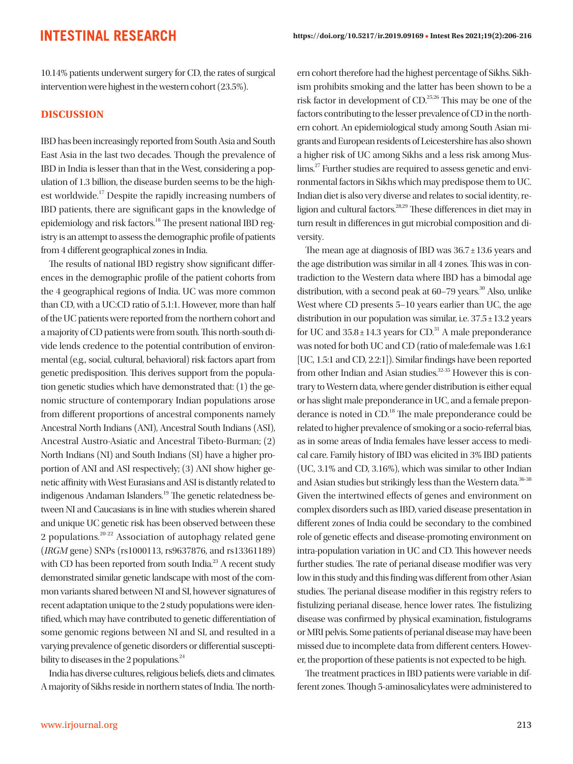10.14% patients underwent surgery for CD, the rates of surgical intervention were highest in the western cohort (23.5%).

## DISCUSSION

IBD has been increasingly reported from South Asia and South East Asia in the last two decades. Though the prevalence of IBD in India is lesser than that in the West, considering a population of 1.3 billion, the disease burden seems to be the highest worldwide.[17] Despite the rapidly increasing numbers of IBD patients, there are significant gaps in the knowledge of epidemiology and risk factors.[18] The present national IBD registry is an attempt to assess the demographic profile of patients from 4 different geographical zones in India.

The results of national IBD registry show significant differences in the demographic profile of the patient cohorts from the 4 geographical regions of India. UC was more common than CD, with a UC:CD ratio of 5.1:1. However, more than half of the UC patients were reported from the northern cohort and a majority of CD patients were from south. This north-south divide lends credence to the potential contribution of environmental (e.g., social, cultural, behavioral) risk factors apart from genetic predisposition. This derives support from the population genetic studies which have demonstrated that: (1) the genomic structure of contemporary Indian populations arose from different proportions of ancestral components namely Ancestral North Indians (ANI), Ancestral South Indians (ASI), Ancestral Austro-Asiatic and Ancestral Tibeto-Burman; (2) North Indians (NI) and South Indians (SI) have a higher proportion of ANI and ASI respectively; (3) ANI show higher genetic affinity with West Eurasians and ASI is distantly related to indigenous Andaman Islanders.[19] The genetic relatedness between NI and Caucasians is in line with studies wherein shared and unique UC genetic risk has been observed between these 2 populations.[20-22] Association of autophagy related gene (*IRGM* gene) SNPs (rs1000113, rs9637876, and rs13361189) with CD has been reported from south India.[23] A recent study demonstrated similar genetic landscape with most of the common variants shared between NI and SI, however signatures of recent adaptation unique to the 2 study populations were identified, which may have contributed to genetic differentiation of some genomic regions between NI and SI, and resulted in a varying prevalence of genetic disorders or differential susceptibility to diseases in the 2 populations.[24]

India has diverse cultures, religious beliefs, diets and climates. A majority of Sikhs reside in northern states of India. The northern cohort therefore had the highest percentage of Sikhs. Sikhism prohibits smoking and the latter has been shown to be a risk factor in development of CD.[25,26] This may be one of the factors contributing to the lesser prevalence of CD in the northern cohort. An epidemiological study among South Asian migrants and European residents of Leicestershire has also shown a higher risk of UC among Sikhs and a less risk among Muslims.[27] Further studies are required to assess genetic and environmental factors in Sikhs which may predispose them to UC. Indian diet is also very diverse and relates to social identity, religion and cultural factors.[28,29] These differences in diet may in turn result in differences in gut microbial composition and diversity.

The mean age at diagnosis of IBD was $36.7 \pm 13.6$ years and the age distribution was similar in all 4 zones. This was in contradiction to the Western data where IBD has a bimodal age distribution, with a second peak at 60–79 years.[30] Also, unlike West where CD presents 5–10 years earlier than UC, the age distribution in our population was similar, i.e. $37.5 \pm 13.2$ years for UC and $35.8 \pm 14.3$ years for CD.[31] A male preponderance was noted for both UC and CD (ratio of male:female was 1.6:1 [UC, 1.5:1 and CD, 2.2:1]). Similar findings have been reported from other Indian and Asian studies.[32-35] However this is contrary to Western data, where gender distribution is either equal or has slight male preponderance in UC, and a female preponderance is noted in CD.[18] The male preponderance could be related to higher prevalence of smoking or a socio-referral bias, as in some areas of India females have lesser access to medical care. Family history of IBD was elicited in 3% IBD patients (UC, 3.1% and CD, 3.16%), which was similar to other Indian and Asian studies but strikingly less than the Western data.[36-38] Given the intertwined effects of genes and environment on complex disorders such as IBD, varied disease presentation in different zones of India could be secondary to the combined role of genetic effects and disease-promoting environment on intra-population variation in UC and CD. This however needs further studies. The rate of perianal disease modifier was very low in this study and this finding was different from other Asian studies. The perianal disease modifier in this registry refers to fistulizing perianal disease, hence lower rates. The fistulizing disease was confirmed by physical examination, fistulograms or MRI pelvis. Some patients of perianal disease may have been missed due to incomplete data from different centers. However, the proportion of these patients is not expected to be high.

The treatment practices in IBD patients were variable in different zones. Though 5-aminosalicylates were administered to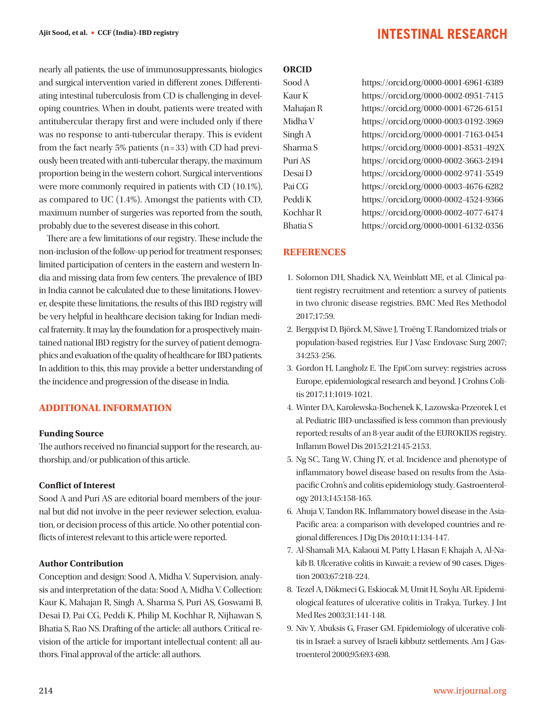nearly all patients, the use of immunosuppressants, biologics and surgical intervention varied in different zones. Differentiating intestinal tuberculosis from CD is challenging in developing countries. When in doubt, patients were treated with antitubercular therapy first and were included only if there was no response to anti-tubercular therapy. This is evident from the fact nearly 5% patients (n = 33) with CD had previously been treated with anti-tubercular therapy, the maximum proportion being in the western cohort. Surgical interventions were more commonly required in patients with CD (10.1%), as compared to UC (1.4%). Amongst the patients with CD, maximum number of surgeries was reported from the south, probably due to the severest disease in this cohort.

There are a few limitations of our registry. These include the non-inclusion of the follow-up period for treatment responses; limited participation of centers in the eastern and western India and missing data from few centers. The prevalence of IBD in India cannot be calculated due to these limitations. However, despite these limitations, the results of this IBD registry will be very helpful in healthcare decision taking for Indian medical fraternity. It may lay the foundation for a prospectively maintained national IBD registry for the survey of patient demographics and evaluation of the quality of healthcare for IBD patients. In addition to this, this may provide a better understanding of the incidence and progression of the disease in India.

## ADDITIONAL INFORMATION

### Funding Source

The authors received no financial support for the research, authorship, and/or publication of this article.

### Conflict of Interest

Sood A and Puri AS are editorial board members of the journal but did not involve in the peer reviewer selection, evaluation, or decision process of this article. No other potential conflicts of interest relevant to this article were reported.

### Author Contribution

Conception and design: Sood A, Midha V. Supervision, analysis and interpretation of the data: Sood A, Midha V. Collection: Kaur K, Mahajan R, Singh A, Sharma S, Puri AS, Goswami B, Desai D, Pai CG, Peddi K, Philip M, Kochhar R, Nijhawan S, Bhatia S, Rao NS. Drafting of the article: all authors. Critical revision of the article for important intellectual content: all authors. Final approval of the article: all authors.

### ORCID

| | |
|---|---|
| Sood A | https://orcid.org/0000-0001-6961-6389 |
| Kaur K | https://orcid.org/0000-0002-0951-7415 |
| Mahajan R | https://orcid.org/0000-0001-6726-6151 |
| Midha V | https://orcid.org/0000-0003-0192-3969 |
| Singh A | https://orcid.org/0000-0001-7163-0454 |
| Sharma S | https://orcid.org/0000-0001-8531-492X |
| Puri AS | https://orcid.org/0000-0002-3663-2494 |
| Desai D | https://orcid.org/0000-0002-9741-5549 |
| Pai CG | https://orcid.org/0000-0003-4676-6282 |
| Peddi K | https://orcid.org/0000-0002-4524-9366 |
| Kochhar R | https://orcid.org/0000-0002-4077-6474 |
| Bhatia S | https://orcid.org/0000-0001-6132-0356 |

## REFERENCES

1. Solomon DH, Shadick NA, Weinblatt ME, et al. Clinical patient registry recruitment and retention: a survey of patients in two chronic disease registries. BMC Med Res Methodol 2017;17:59.
2. Bergqvist D, Björck M, Säwe J, Troëng T. Randomized trials or population-based registries. Eur J Vasc Endovasc Surg 2007; 34:253-256.
3. Gordon H, Langholz E. The EpiCom survey: registries across Europe, epidemiological research and beyond. J Crohns Colitis 2017;11:1019-1021.
4. Winter DA, Karolewska-Bochenek K, Lazowska-Przeorek I, et al. Pediatric IBD-unclassified is less common than previously reported; results of an 8-year audit of the EUROKIDS registry. Inflamm Bowel Dis 2015;21:2145-2153.
5. Ng SC, Tang W, Ching JY, et al. Incidence and phenotype of inflammatory bowel disease based on results from the Asia-pacific Crohn's and colitis epidemiology study. Gastroenterology 2013;145:158-165.
6. Ahuja V, Tandon RK. Inflammatory bowel disease in the Asia-Pacific area: a comparison with developed countries and regional differences. J Dig Dis 2010;11:134-147.
7. Al-Shamali MA, Kalaoui M, Patty I, Hasan F, Khajah A, Al-Nakib B. Ulcerative colitis in Kuwait: a review of 90 cases. Digestion 2003;67:218-224.
8. Tezel A, Dökmeci G, Eskiocak M, Umit H, Soylu AR. Epidemiological features of ulcerative colitis in Trakya, Turkey. J Int Med Res 2003;31:141-148.
9. Niv Y, Abuksis G, Fraser GM. Epidemiology of ulcerative colitis in Israel: a survey of Israeli kibbutz settlements. Am J Gastroenterol 2000;95:693-698.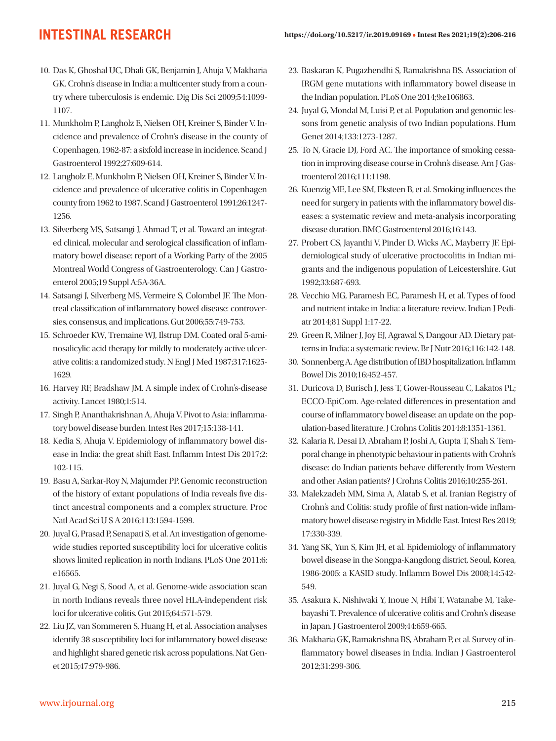10. Das K, Ghoshal UC, Dhali GK, Benjamin J, Ahuja V, Makharia GK. Crohn's disease in India: a multicenter study from a country where tuberculosis is endemic. Dig Dis Sci 2009;54:1099-1107.
11. Munkholm P, Langholz E, Nielsen OH, Kreiner S, Binder V. Incidence and prevalence of Crohn's disease in the county of Copenhagen, 1962-87: a sixfold increase in incidence. Scand J Gastroenterol 1992;27:609-614.
12. Langholz E, Munkholm P, Nielsen OH, Kreiner S, Binder V. Incidence and prevalence of ulcerative colitis in Copenhagen county from 1962 to 1987. Scand J Gastroenterol 1991;26:1247-1256.
13. Silverberg MS, Satsangi J, Ahmad T, et al. Toward an integrated clinical, molecular and serological classification of inflammatory bowel disease: report of a Working Party of the 2005 Montreal World Congress of Gastroenterology. Can J Gastroenterol 2005;19 Suppl A:5A-36A.
14. Satsangi J, Silverberg MS, Vermeire S, Colombel JF. The Montreal classification of inflammatory bowel disease: controversies, consensus, and implications. Gut 2006;55:749-753.
15. Schroeder KW, Tremaine WJ, Ilstrup DM. Coated oral 5-aminosalicylic acid therapy for mildly to moderately active ulcerative colitis: a randomized study. N Engl J Med 1987;317:1625-1629.
16. Harvey RF, Bradshaw JM. A simple index of Crohn's-disease activity. Lancet 1980;1:514.
17. Singh P, Ananthakrishnan A, Ahuja V. Pivot to Asia: inflammatory bowel disease burden. Intest Res 2017;15:138-141.
18. Kedia S, Ahuja V. Epidemiology of inflammatory bowel disease in India: the great shift East. Inflamm Intest Dis 2017;2:102-115.
19. Basu A, Sarkar-Roy N, Majumder PP. Genomic reconstruction of the history of extant populations of India reveals five distinct ancestral components and a complex structure. Proc Natl Acad Sci U S A 2016;113:1594-1599.
20. Juyal G, Prasad P, Senapati S, et al. An investigation of genome-wide studies reported susceptibility loci for ulcerative colitis shows limited replication in north Indians. PLoS One 2011;6:e16565.
21. Juyal G, Negi S, Sood A, et al. Genome-wide association scan in north Indians reveals three novel HLA-independent risk loci for ulcerative colitis. Gut 2015;64:571-579.
22. Liu JZ, van Sommeren S, Huang H, et al. Association analyses identify 38 susceptibility loci for inflammatory bowel disease and highlight shared genetic risk across populations. Nat Genet 2015;47:979-986.
23. Baskaran K, Pugazhendhi S, Ramakrishna BS. Association of IRGM gene mutations with inflammatory bowel disease in the Indian population. PLoS One 2014;9:e106863.
24. Juyal G, Mondal M, Luisi P, et al. Population and genomic lessons from genetic analysis of two Indian populations. Hum Genet 2014;133:1273-1287.
25. To N, Gracie DJ, Ford AC. The importance of smoking cessation in improving disease course in Crohn's disease. Am J Gastroenterol 2016;111:1198.
26. Kuenzig ME, Lee SM, Eksteen B, et al. Smoking influences the need for surgery in patients with the inflammatory bowel diseases: a systematic review and meta-analysis incorporating disease duration. BMC Gastroenterol 2016;16:143.
27. Probert CS, Jayanthi V, Pinder D, Wicks AC, Mayberry JF. Epidemiological study of ulcerative proctocolitis in Indian migrants and the indigenous population of Leicestershire. Gut 1992;33:687-693.
28. Vecchio MG, Paramesh EC, Paramesh H, et al. Types of food and nutrient intake in India: a literature review. Indian J Pediatr 2014;81 Suppl 1:17-22.
29. Green R, Milner J, Joy EJ, Agrawal S, Dangour AD. Dietary patterns in India: a systematic review. Br J Nutr 2016;116:142-148.
30. Sonnenberg A. Age distribution of IBD hospitalization. Inflamm Bowel Dis 2010;16:452-457.
31. Duricova D, Burisch J, Jess T, Gower-Rousseau C, Lakatos PL; ECCO-EpiCom. Age-related differences in presentation and course of inflammatory bowel disease: an update on the population-based literature. J Crohns Colitis 2014;8:1351-1361.
32. Kalaria R, Desai D, Abraham P, Joshi A, Gupta T, Shah S. Temporal change in phenotypic behaviour in patients with Crohn's disease: do Indian patients behave differently from Western and other Asian patients? J Crohns Colitis 2016;10:255-261.
33. Malekzadeh MM, Sima A, Alatab S, et al. Iranian Registry of Crohn's and Colitis: study profile of first nation-wide inflammatory bowel disease registry in Middle East. Intest Res 2019;17:330-339.
34. Yang SK, Yun S, Kim JH, et al. Epidemiology of inflammatory bowel disease in the Songpa-Kangdong district, Seoul, Korea, 1986-2005: a KASID study. Inflamm Bowel Dis 2008;14:542-549.
35. Asakura K, Nishiwaki Y, Inoue N, Hibi T, Watanabe M, Takebayashi T. Prevalence of ulcerative colitis and Crohn's disease in Japan. J Gastroenterol 2009;44:659-665.
36. Makharia GK, Ramakrishna BS, Abraham P, et al. Survey of inflammatory bowel diseases in India. Indian J Gastroenterol 2012;31:299-306.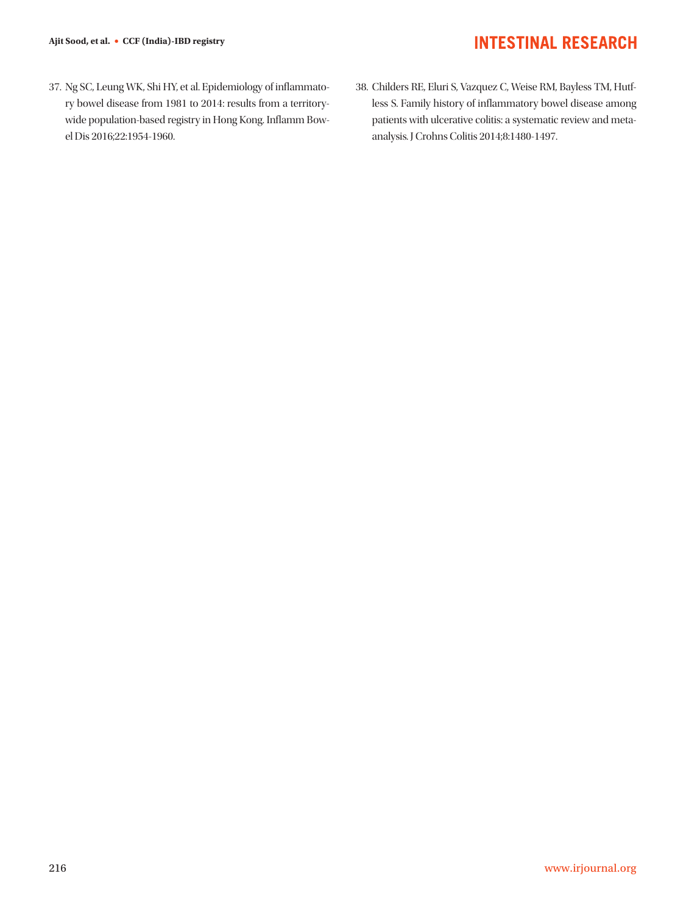37. Ng SC, Leung WK, Shi HY, et al. Epidemiology of inflammatory bowel disease from 1981 to 2014: results from a territory-wide population-based registry in Hong Kong. Inflamm Bowel Dis 2016;22:1954-1960.

38. Childers RE, Eluri S, Vazquez C, Weise RM, Bayless TM, Hutfless S. Family history of inflammatory bowel disease among patients with ulcerative colitis: a systematic review and meta-analysis. J Crohns Colitis 2014;8:1480-1497.